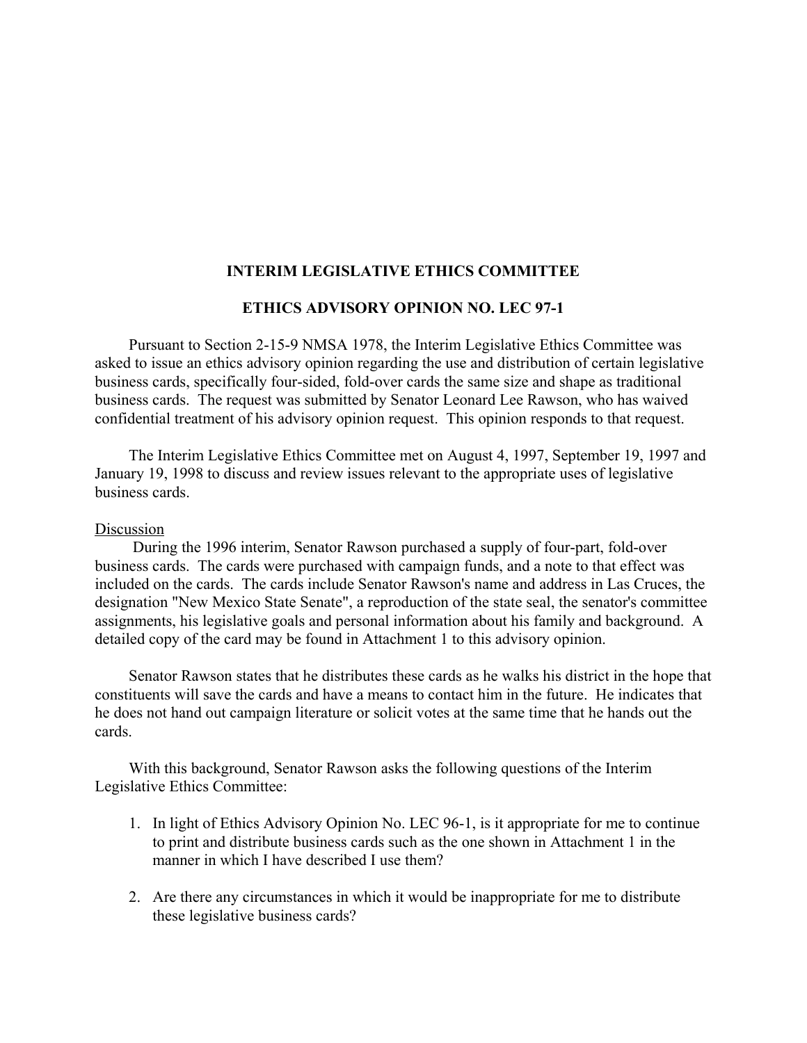**INTERIM LEGISLATIVE ETHICS COMMITTEE**

**ETHICS ADVISORY OPINION NO. LEC 97-1**

Pursuant to Section 2-15-9 NMSA 1978, the Interim Legislative Ethics Committee was asked to issue an ethics advisory opinion regarding the use and distribution of certain legislative business cards, specifically four-sided, fold-over cards the same size and shape as traditional business cards. The request was submitted by Senator Leonard Lee Rawson, who has waived confidential treatment of his advisory opinion request. This opinion responds to that request.

The Interim Legislative Ethics Committee met on August 4, 1997, September 19, 1997 and January 19, 1998 to discuss and review issues relevant to the appropriate uses of legislative business cards.

<u>Discussion</u>

During the 1996 interim, Senator Rawson purchased a supply of four-part, fold-over business cards. The cards were purchased with campaign funds, and a note to that effect was included on the cards. The cards include Senator Rawson's name and address in Las Cruces, the designation "New Mexico State Senate", a reproduction of the state seal, the senator's committee assignments, his legislative goals and personal information about his family and background. A detailed copy of the card may be found in Attachment 1 to this advisory opinion.

Senator Rawson states that he distributes these cards as he walks his district in the hope that constituents will save the cards and have a means to contact him in the future. He indicates that he does not hand out campaign literature or solicit votes at the same time that he hands out the cards.

With this background, Senator Rawson asks the following questions of the Interim Legislative Ethics Committee:

1. In light of Ethics Advisory Opinion No. LEC 96-1, is it appropriate for me to continue to print and distribute business cards such as the one shown in Attachment 1 in the manner in which I have described I use them?

2. Are there any circumstances in which it would be inappropriate for me to distribute these legislative business cards?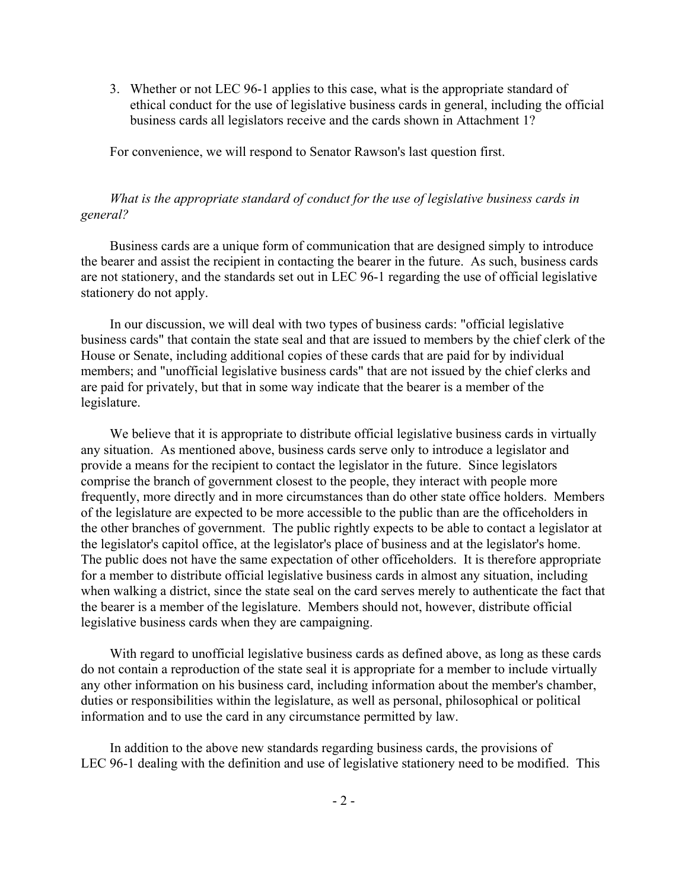3. Whether or not LEC 96-1 applies to this case, what is the appropriate standard of ethical conduct for the use of legislative business cards in general, including the official business cards all legislators receive and the cards shown in Attachment 1?

For convenience, we will respond to Senator Rawson's last question first.

*What is the appropriate standard of conduct for the use of legislative business cards in general?*

Business cards are a unique form of communication that are designed simply to introduce the bearer and assist the recipient in contacting the bearer in the future. As such, business cards are not stationery, and the standards set out in LEC 96-1 regarding the use of official legislative stationery do not apply.

In our discussion, we will deal with two types of business cards: "official legislative business cards" that contain the state seal and that are issued to members by the chief clerk of the House or Senate, including additional copies of these cards that are paid for by individual members; and "unofficial legislative business cards" that are not issued by the chief clerks and are paid for privately, but that in some way indicate that the bearer is a member of the legislature.

We believe that it is appropriate to distribute official legislative business cards in virtually any situation. As mentioned above, business cards serve only to introduce a legislator and provide a means for the recipient to contact the legislator in the future. Since legislators comprise the branch of government closest to the people, they interact with people more frequently, more directly and in more circumstances than do other state office holders. Members of the legislature are expected to be more accessible to the public than are the officeholders in the other branches of government. The public rightly expects to be able to contact a legislator at the legislator's capitol office, at the legislator's place of business and at the legislator's home. The public does not have the same expectation of other officeholders. It is therefore appropriate for a member to distribute official legislative business cards in almost any situation, including when walking a district, since the state seal on the card serves merely to authenticate the fact that the bearer is a member of the legislature. Members should not, however, distribute official legislative business cards when they are campaigning.

With regard to unofficial legislative business cards as defined above, as long as these cards do not contain a reproduction of the state seal it is appropriate for a member to include virtually any other information on his business card, including information about the member's chamber, duties or responsibilities within the legislature, as well as personal, philosophical or political information and to use the card in any circumstance permitted by law.

In addition to the above new standards regarding business cards, the provisions of LEC 96-1 dealing with the definition and use of legislative stationery need to be modified. This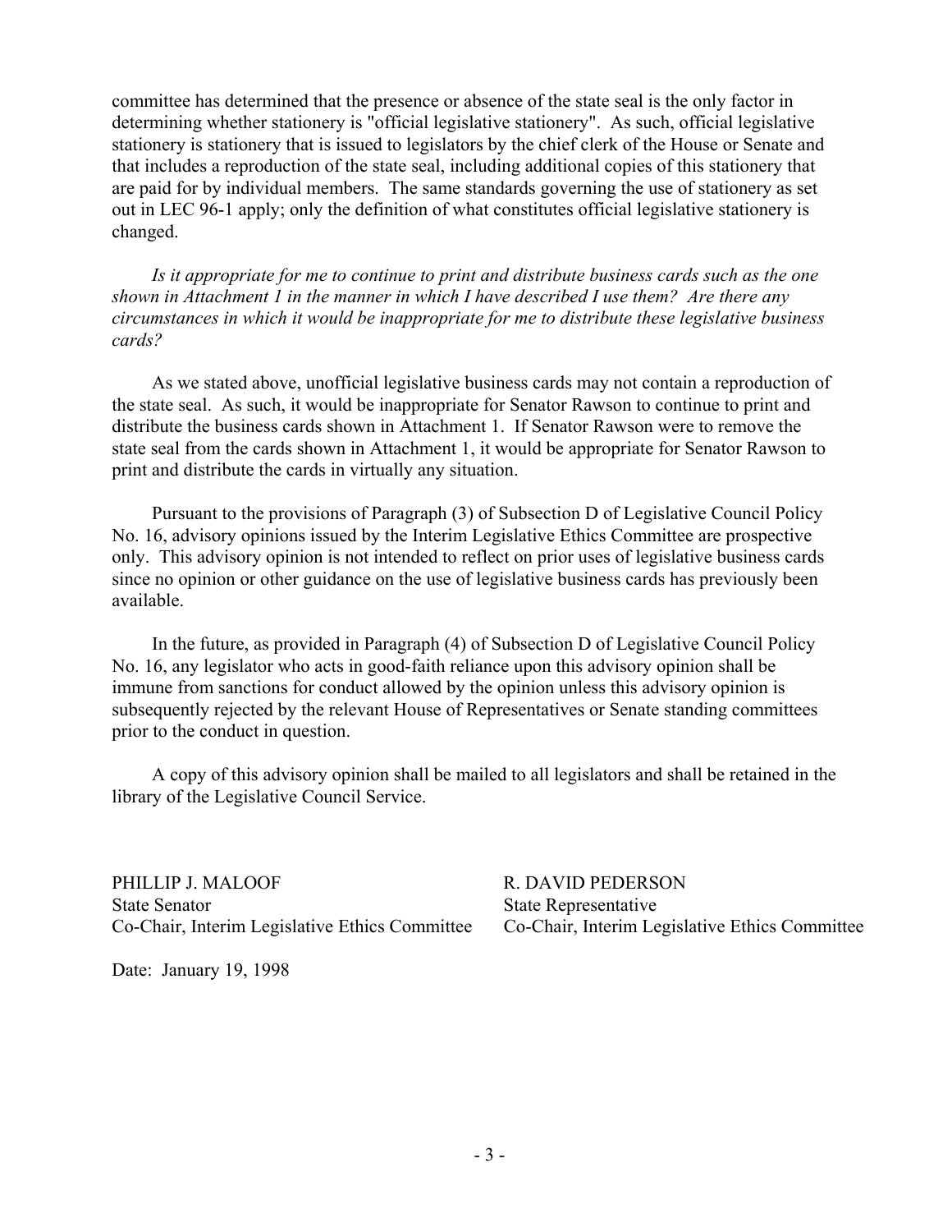committee has determined that the presence or absence of the state seal is the only factor in determining whether stationery is "official legislative stationery". As such, official legislative stationery is stationery that is issued to legislators by the chief clerk of the House or Senate and that includes a reproduction of the state seal, including additional copies of this stationery that are paid for by individual members. The same standards governing the use of stationery as set out in LEC 96-1 apply; only the definition of what constitutes official legislative stationery is changed.

*Is it appropriate for me to continue to print and distribute business cards such as the one shown in Attachment 1 in the manner in which I have described I use them? Are there any circumstances in which it would be inappropriate for me to distribute these legislative business cards?*

As we stated above, unofficial legislative business cards may not contain a reproduction of the state seal. As such, it would be inappropriate for Senator Rawson to continue to print and distribute the business cards shown in Attachment 1. If Senator Rawson were to remove the state seal from the cards shown in Attachment 1, it would be appropriate for Senator Rawson to print and distribute the cards in virtually any situation.

Pursuant to the provisions of Paragraph (3) of Subsection D of Legislative Council Policy No. 16, advisory opinions issued by the Interim Legislative Ethics Committee are prospective only. This advisory opinion is not intended to reflect on prior uses of legislative business cards since no opinion or other guidance on the use of legislative business cards has previously been available.

In the future, as provided in Paragraph (4) of Subsection D of Legislative Council Policy No. 16, any legislator who acts in good-faith reliance upon this advisory opinion shall be immune from sanctions for conduct allowed by the opinion unless this advisory opinion is subsequently rejected by the relevant House of Representatives or Senate standing committees prior to the conduct in question.

A copy of this advisory opinion shall be mailed to all legislators and shall be retained in the library of the Legislative Council Service.

PHILLIP J. MALOOF
State Senator
Co-Chair, Interim Legislative Ethics Committee

R. DAVID PEDERSON
State Representative
Co-Chair, Interim Legislative Ethics Committee

Date: January 19, 1998